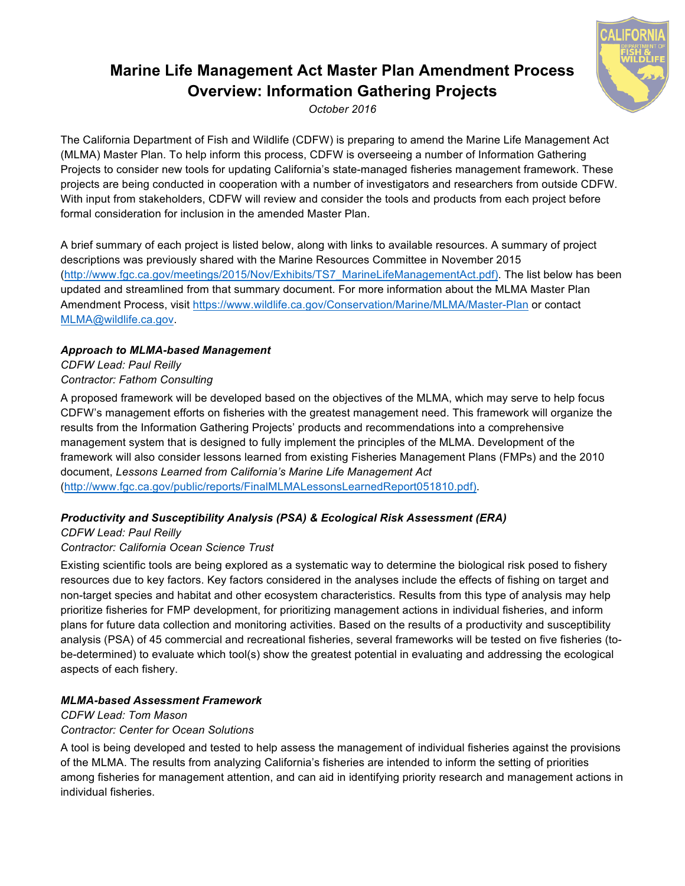# Marine Life Management Act Master Plan Amendment Process Overview: Information Gathering Projects

*October 2016*

The California Department of Fish and Wildlife (CDFW) is preparing to amend the Marine Life Management Act (MLMA) Master Plan. To help inform this process, CDFW is overseeing a number of Information Gathering Projects to consider new tools for updating California's state-managed fisheries management framework. These projects are being conducted in cooperation with a number of investigators and researchers from outside CDFW. With input from stakeholders, CDFW will review and consider the tools and products from each project before formal consideration for inclusion in the amended Master Plan.

A brief summary of each project is listed below, along with links to available resources. A summary of project descriptions was previously shared with the Marine Resources Committee in November 2015 (http://www.fgc.ca.gov/meetings/2015/Nov/Exhibits/TS7_MarineLifeManagementAct.pdf). The list below has been updated and streamlined from that summary document. For more information about the MLMA Master Plan Amendment Process, visit https://www.wildlife.ca.gov/Conservation/Marine/MLMA/Master-Plan or contact MLMA@wildlife.ca.gov.

***Approach to MLMA-based Management***

*CDFW Lead: Paul Reilly*
*Contractor: Fathom Consulting*

A proposed framework will be developed based on the objectives of the MLMA, which may serve to help focus CDFW's management efforts on fisheries with the greatest management need. This framework will organize the results from the Information Gathering Projects' products and recommendations into a comprehensive management system that is designed to fully implement the principles of the MLMA. Development of the framework will also consider lessons learned from existing Fisheries Management Plans (FMPs) and the 2010 document, *Lessons Learned from California's Marine Life Management Act* (http://www.fgc.ca.gov/public/reports/FinalMLMALessonsLearnedReport051810.pdf).

***Productivity and Susceptibility Analysis (PSA) & Ecological Risk Assessment (ERA)***

*CDFW Lead: Paul Reilly*
*Contractor: California Ocean Science Trust*

Existing scientific tools are being explored as a systematic way to determine the biological risk posed to fishery resources due to key factors. Key factors considered in the analyses include the effects of fishing on target and non-target species and habitat and other ecosystem characteristics. Results from this type of analysis may help prioritize fisheries for FMP development, for prioritizing management actions in individual fisheries, and inform plans for future data collection and monitoring activities. Based on the results of a productivity and susceptibility analysis (PSA) of 45 commercial and recreational fisheries, several frameworks will be tested on five fisheries (to-be-determined) to evaluate which tool(s) show the greatest potential in evaluating and addressing the ecological aspects of each fishery.

***MLMA-based Assessment Framework***

*CDFW Lead: Tom Mason*
*Contractor: Center for Ocean Solutions*

A tool is being developed and tested to help assess the management of individual fisheries against the provisions of the MLMA. The results from analyzing California's fisheries are intended to inform the setting of priorities among fisheries for management attention, and can aid in identifying priority research and management actions in individual fisheries.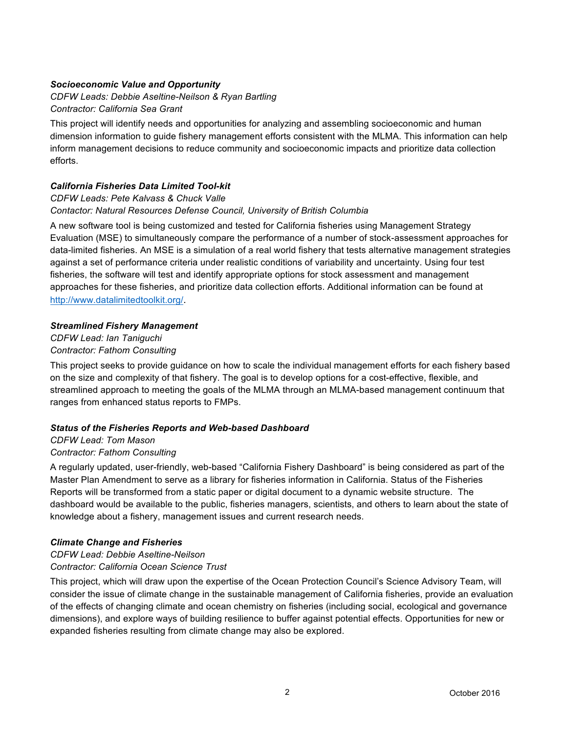### *Socioeconomic Value and Opportunity*

*CDFW Leads: Debbie Aseltine-Neilson & Ryan Bartling*
*Contractor: California Sea Grant*

This project will identify needs and opportunities for analyzing and assembling socioeconomic and human dimension information to guide fishery management efforts consistent with the MLMA. This information can help inform management decisions to reduce community and socioeconomic impacts and prioritize data collection efforts.

### *California Fisheries Data Limited Tool-kit*

*CDFW Leads: Pete Kalvass & Chuck Valle*
*Contactor: Natural Resources Defense Council, University of British Columbia*

A new software tool is being customized and tested for California fisheries using Management Strategy Evaluation (MSE) to simultaneously compare the performance of a number of stock-assessment approaches for data-limited fisheries. An MSE is a simulation of a real world fishery that tests alternative management strategies against a set of performance criteria under realistic conditions of variability and uncertainty. Using four test fisheries, the software will test and identify appropriate options for stock assessment and management approaches for these fisheries, and prioritize data collection efforts. Additional information can be found at [http://www.datalimitedtoolkit.org/](http://www.datalimitedtoolkit.org/).

### *Streamlined Fishery Management*

*CDFW Lead: Ian Taniguchi*
*Contractor: Fathom Consulting*

This project seeks to provide guidance on how to scale the individual management efforts for each fishery based on the size and complexity of that fishery. The goal is to develop options for a cost-effective, flexible, and streamlined approach to meeting the goals of the MLMA through an MLMA-based management continuum that ranges from enhanced status reports to FMPs.

### *Status of the Fisheries Reports and Web-based Dashboard*

*CDFW Lead: Tom Mason*
*Contractor: Fathom Consulting*

A regularly updated, user-friendly, web-based "California Fishery Dashboard" is being considered as part of the Master Plan Amendment to serve as a library for fisheries information in California. Status of the Fisheries Reports will be transformed from a static paper or digital document to a dynamic website structure. The dashboard would be available to the public, fisheries managers, scientists, and others to learn about the state of knowledge about a fishery, management issues and current research needs.

### *Climate Change and Fisheries*

*CDFW Lead: Debbie Aseltine-Neilson*
*Contractor: California Ocean Science Trust*

This project, which will draw upon the expertise of the Ocean Protection Council's Science Advisory Team, will consider the issue of climate change in the sustainable management of California fisheries, provide an evaluation of the effects of changing climate and ocean chemistry on fisheries (including social, ecological and governance dimensions), and explore ways of building resilience to buffer against potential effects. Opportunities for new or expanded fisheries resulting from climate change may also be explored.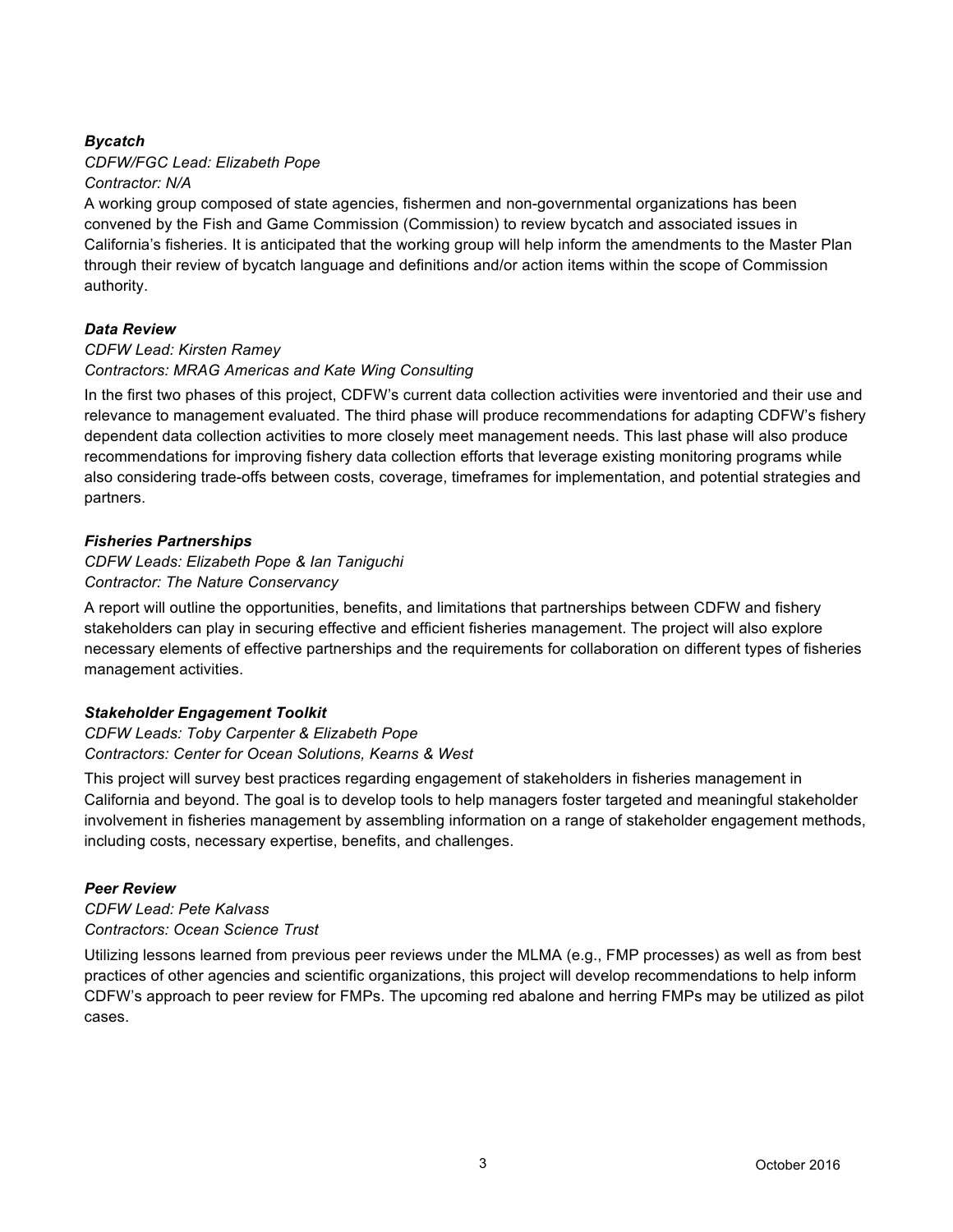### ***Bycatch***

*CDFW/FGC Lead: Elizabeth Pope*
*Contractor: N/A*

A working group composed of state agencies, fishermen and non-governmental organizations has been convened by the Fish and Game Commission (Commission) to review bycatch and associated issues in California's fisheries. It is anticipated that the working group will help inform the amendments to the Master Plan through their review of bycatch language and definitions and/or action items within the scope of Commission authority.

### ***Data Review***

*CDFW Lead: Kirsten Ramey*
*Contractors: MRAG Americas and Kate Wing Consulting*

In the first two phases of this project, CDFW's current data collection activities were inventoried and their use and relevance to management evaluated. The third phase will produce recommendations for adapting CDFW's fishery dependent data collection activities to more closely meet management needs. This last phase will also produce recommendations for improving fishery data collection efforts that leverage existing monitoring programs while also considering trade-offs between costs, coverage, timeframes for implementation, and potential strategies and partners.

### ***Fisheries Partnerships***

*CDFW Leads: Elizabeth Pope & Ian Taniguchi*
*Contractor: The Nature Conservancy*

A report will outline the opportunities, benefits, and limitations that partnerships between CDFW and fishery stakeholders can play in securing effective and efficient fisheries management. The project will also explore necessary elements of effective partnerships and the requirements for collaboration on different types of fisheries management activities.

### ***Stakeholder Engagement Toolkit***

*CDFW Leads: Toby Carpenter & Elizabeth Pope*
*Contractors: Center for Ocean Solutions, Kearns & West*

This project will survey best practices regarding engagement of stakeholders in fisheries management in California and beyond. The goal is to develop tools to help managers foster targeted and meaningful stakeholder involvement in fisheries management by assembling information on a range of stakeholder engagement methods, including costs, necessary expertise, benefits, and challenges.

### ***Peer Review***

*CDFW Lead: Pete Kalvass*
*Contractors: Ocean Science Trust*

Utilizing lessons learned from previous peer reviews under the MLMA (e.g., FMP processes) as well as from best practices of other agencies and scientific organizations, this project will develop recommendations to help inform CDFW's approach to peer review for FMPs. The upcoming red abalone and herring FMPs may be utilized as pilot cases.